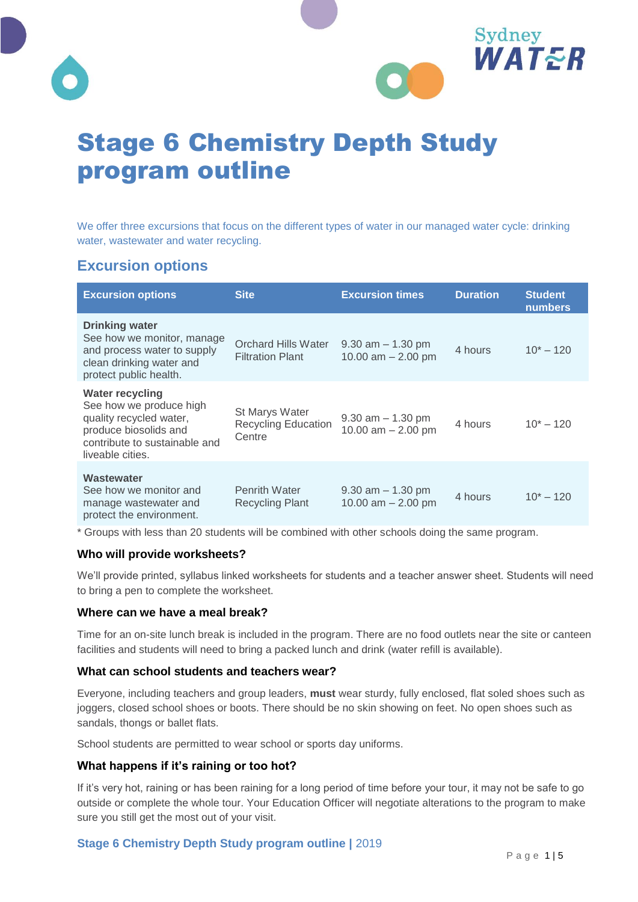# Stage 6 Chemistry Depth Study program outline

We offer three excursions that focus on the different types of water in our managed water cycle: drinking water, wastewater and water recycling.

## Excursion options

| Excursion options | Site | Excursion times | Duration | Student numbers |
|---|---|---|---|---|
| **Drinking water**<br>See how we monitor, manage and process water to supply clean drinking water and protect public health. | Orchard Hills Water Filtration Plant | 9.30 am – 1.30 pm<br>10.00 am – 2.00 pm | 4 hours | 10* – 120 |
| **Water recycling**<br>See how we produce high quality recycled water, produce biosolids and contribute to sustainable and liveable cities. | St Marys Water Recycling Education Centre | 9.30 am – 1.30 pm<br>10.00 am – 2.00 pm | 4 hours | 10* – 120 |
| **Wastewater**<br>See how we monitor and manage wastewater and protect the environment. | Penrith Water Recycling Plant | 9.30 am – 1.30 pm<br>10.00 am – 2.00 pm | 4 hours | 10* – 120 |

* Groups with less than 20 students will be combined with other schools doing the same program.

### Who will provide worksheets?

We'll provide printed, syllabus linked worksheets for students and a teacher answer sheet. Students will need to bring a pen to complete the worksheet.

### Where can we have a meal break?

Time for an on-site lunch break is included in the program. There are no food outlets near the site or canteen facilities and students will need to bring a packed lunch and drink (water refill is available).

### What can school students and teachers wear?

Everyone, including teachers and group leaders, **must** wear sturdy, fully enclosed, flat soled shoes such as joggers, closed school shoes or boots. There should be no skin showing on feet. No open shoes such as sandals, thongs or ballet flats.

School students are permitted to wear school or sports day uniforms.

### What happens if it's raining or too hot?

If it's very hot, raining or has been raining for a long period of time before your tour, it may not be safe to go outside or complete the whole tour. Your Education Officer will negotiate alterations to the program to make sure you still get the most out of your visit.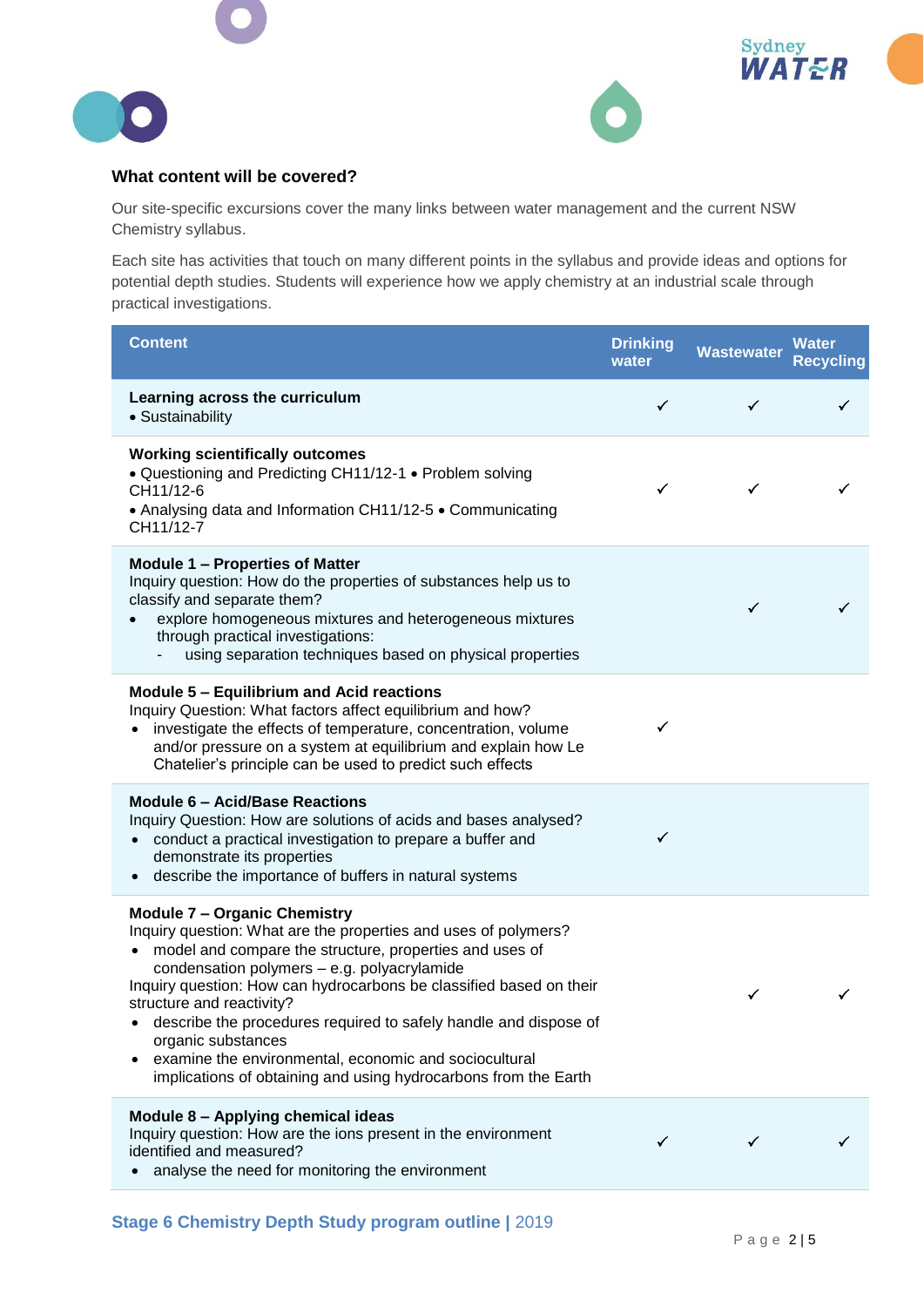### What content will be covered?

Our site-specific excursions cover the many links between water management and the current NSW Chemistry syllabus.

Each site has activities that touch on many different points in the syllabus and provide ideas and options for potential depth studies. Students will experience how we apply chemistry at an industrial scale through practical investigations.

| Content | Drinking water | Wastewater | Water Recycling |
|---|---|---|---|
| **Learning across the curriculum**<br>• Sustainability | ✓ | ✓ | ✓ |
| **Working scientifically outcomes**<br>• Questioning and Predicting CH11/12-1 • Problem solving CH11/12-6<br>• Analysing data and Information CH11/12-5 • Communicating CH11/12-7 | ✓ | ✓ | ✓ |
| **Module 1 – Properties of Matter**<br>Inquiry question: How do the properties of substances help us to classify and separate them?<br>• explore homogeneous mixtures and heterogeneous mixtures through practical investigations:<br>- using separation techniques based on physical properties | | ✓ | ✓ |
| **Module 5 – Equilibrium and Acid reactions**<br>Inquiry Question: What factors affect equilibrium and how?<br>• investigate the effects of temperature, concentration, volume and/or pressure on a system at equilibrium and explain how Le Chatelier's principle can be used to predict such effects | ✓ | | |
| **Module 6 – Acid/Base Reactions**<br>Inquiry Question: How are solutions of acids and bases analysed?<br>• conduct a practical investigation to prepare a buffer and demonstrate its properties<br>• describe the importance of buffers in natural systems | ✓ | | |
| **Module 7 – Organic Chemistry**<br>Inquiry question: What are the properties and uses of polymers?<br>• model and compare the structure, properties and uses of condensation polymers – e.g. polyacrylamide<br>Inquiry question: How can hydrocarbons be classified based on their structure and reactivity?<br>• describe the procedures required to safely handle and dispose of organic substances<br>• examine the environmental, economic and sociocultural implications of obtaining and using hydrocarbons from the Earth | | ✓ | ✓ |
| **Module 8 – Applying chemical ideas**<br>Inquiry question: How are the ions present in the environment identified and measured?<br>• analyse the need for monitoring the environment | ✓ | ✓ | ✓ |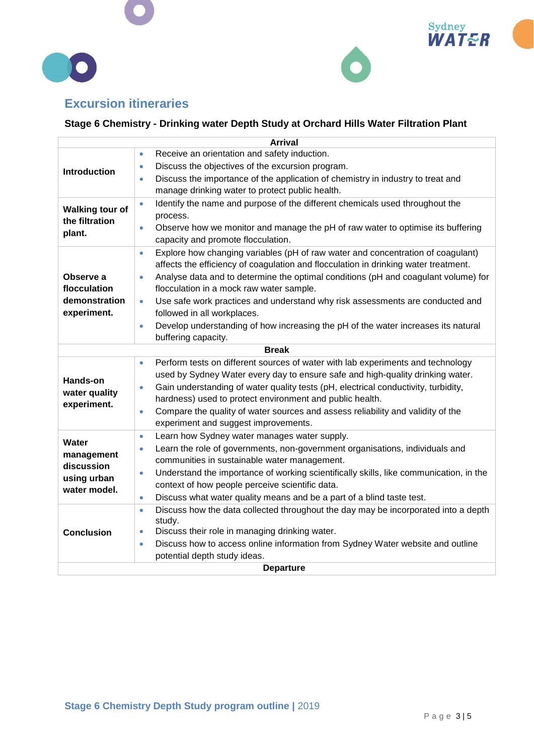## Excursion itineraries

### Stage 6 Chemistry - Drinking water Depth Study at Orchard Hills Water Filtration Plant

| **Arrival** | |
|---|---|
| **Introduction** | • Receive an orientation and safety induction.<br>• Discuss the objectives of the excursion program.<br>• Discuss the importance of the application of chemistry in industry to treat and manage drinking water to protect public health. |
| **Walking tour of the filtration plant.** | • Identify the name and purpose of the different chemicals used throughout the process.<br>• Observe how we monitor and manage the pH of raw water to optimise its buffering capacity and promote flocculation. |
| **Observe a flocculation demonstration experiment.** | • Explore how changing variables (pH of raw water and concentration of coagulant) affects the efficiency of coagulation and flocculation in drinking water treatment.<br>• Analyse data and to determine the optimal conditions (pH and coagulant volume) for flocculation in a mock raw water sample.<br>• Use safe work practices and understand why risk assessments are conducted and followed in all workplaces.<br>• Develop understanding of how increasing the pH of the water increases its natural buffering capacity. |
| **Break** | |
| **Hands-on water quality experiment.** | • Perform tests on different sources of water with lab experiments and technology used by Sydney Water every day to ensure safe and high-quality drinking water.<br>• Gain understanding of water quality tests (pH, electrical conductivity, turbidity, hardness) used to protect environment and public health.<br>• Compare the quality of water sources and assess reliability and validity of the experiment and suggest improvements. |
| **Water management discussion using urban water model.** | • Learn how Sydney water manages water supply.<br>• Learn the role of governments, non-government organisations, individuals and communities in sustainable water management.<br>• Understand the importance of working scientifically skills, like communication, in the context of how people perceive scientific data.<br>• Discuss what water quality means and be a part of a blind taste test. |
| **Conclusion** | • Discuss how the data collected throughout the day may be incorporated into a depth study.<br>• Discuss their role in managing drinking water.<br>• Discuss how to access online information from Sydney Water website and outline potential depth study ideas. |
| **Departure** | |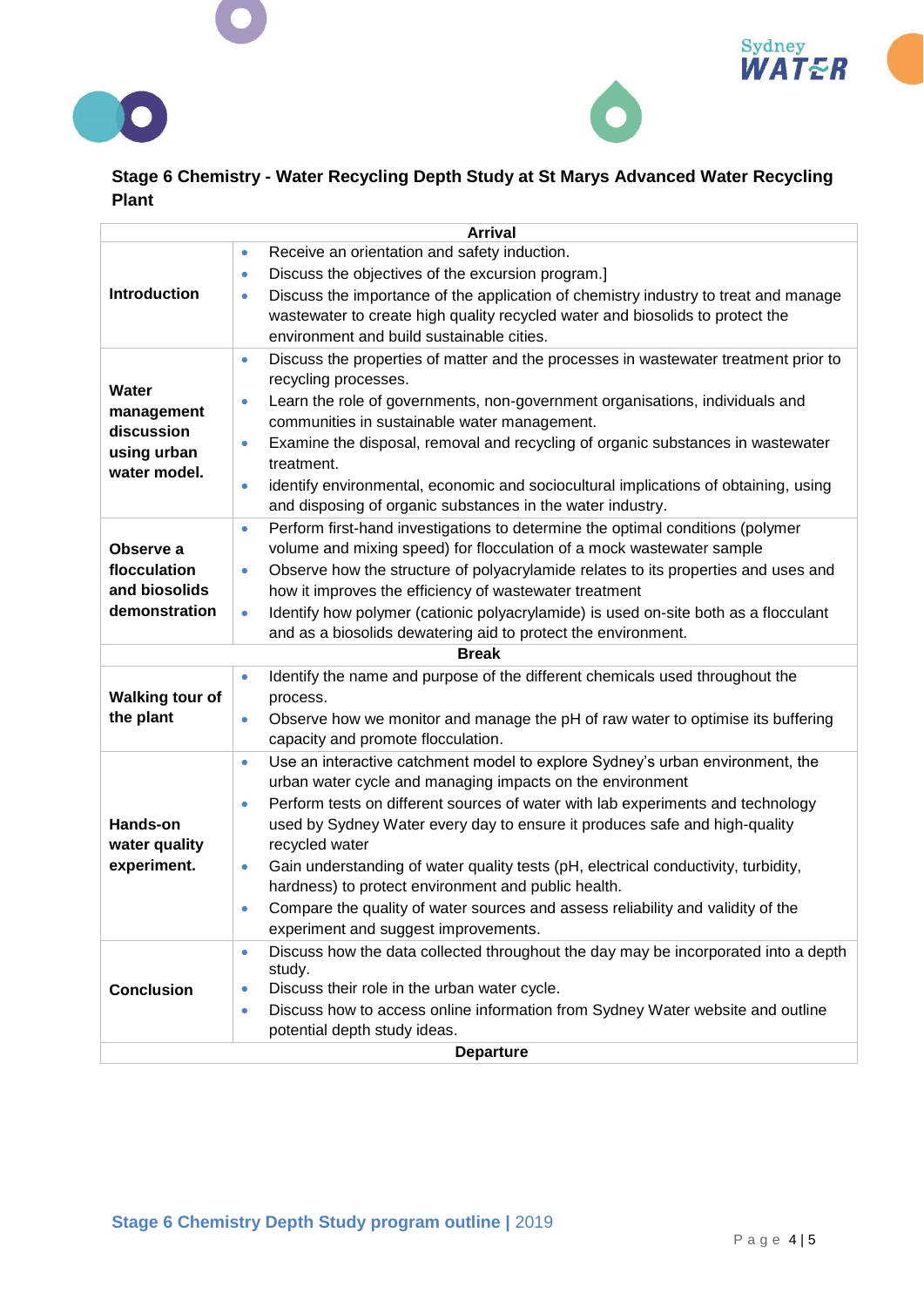**Stage 6 Chemistry - Water Recycling Depth Study at St Marys Advanced Water Recycling Plant**

| | |
|---|---|
| **Arrival** | |
| **Introduction** | • Receive an orientation and safety induction.<br>• Discuss the objectives of the excursion program.]<br>• Discuss the importance of the application of chemistry industry to treat and manage wastewater to create high quality recycled water and biosolids to protect the environment and build sustainable cities. |
| **Water management discussion using urban water model.** | • Discuss the properties of matter and the processes in wastewater treatment prior to recycling processes.<br>• Learn the role of governments, non-government organisations, individuals and communities in sustainable water management.<br>• Examine the disposal, removal and recycling of organic substances in wastewater treatment.<br>• identify environmental, economic and sociocultural implications of obtaining, using and disposing of organic substances in the water industry. |
| **Observe a flocculation and biosolids demonstration** | • Perform first-hand investigations to determine the optimal conditions (polymer volume and mixing speed) for flocculation of a mock wastewater sample<br>• Observe how the structure of polyacrylamide relates to its properties and uses and how it improves the efficiency of wastewater treatment<br>• Identify how polymer (cationic polyacrylamide) is used on-site both as a flocculant and as a biosolids dewatering aid to protect the environment. |
| **Break** | |
| **Walking tour of the plant** | • Identify the name and purpose of the different chemicals used throughout the process.<br>• Observe how we monitor and manage the pH of raw water to optimise its buffering capacity and promote flocculation. |
| **Hands-on water quality experiment.** | • Use an interactive catchment model to explore Sydney's urban environment, the urban water cycle and managing impacts on the environment<br>• Perform tests on different sources of water with lab experiments and technology used by Sydney Water every day to ensure it produces safe and high-quality recycled water<br>• Gain understanding of water quality tests (pH, electrical conductivity, turbidity, hardness) to protect environment and public health.<br>• Compare the quality of water sources and assess reliability and validity of the experiment and suggest improvements. |
| **Conclusion** | • Discuss how the data collected throughout the day may be incorporated into a depth study.<br>• Discuss their role in the urban water cycle.<br>• Discuss how to access online information from Sydney Water website and outline potential depth study ideas. |
| **Departure** | |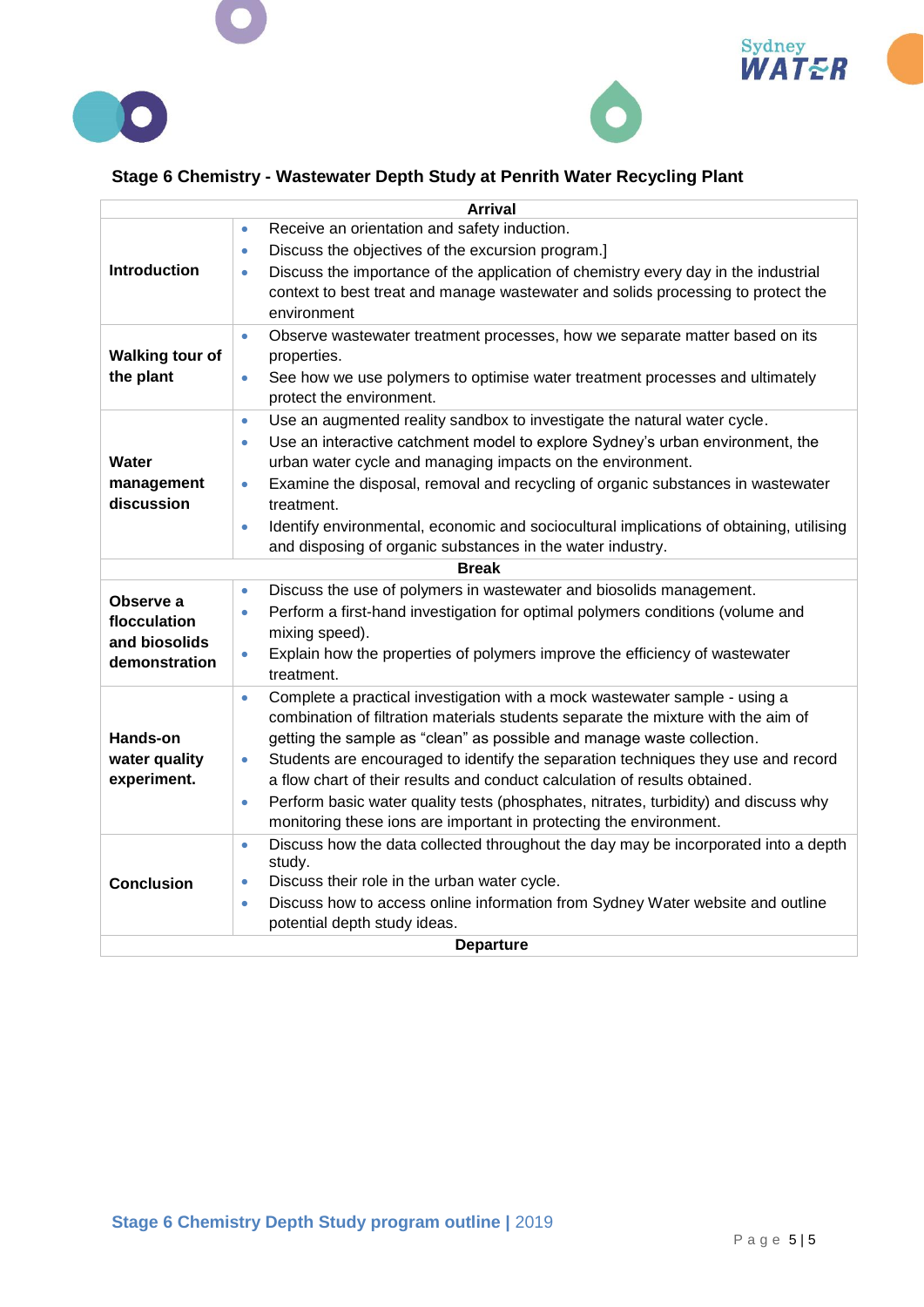### Stage 6 Chemistry - Wastewater Depth Study at Penrith Water Recycling Plant

| | |
|---|---|
| **Arrival** | |
| **Introduction** | • Receive an orientation and safety induction.<br>• Discuss the objectives of the excursion program.]<br>• Discuss the importance of the application of chemistry every day in the industrial context to best treat and manage wastewater and solids processing to protect the environment |
| **Walking tour of the plant** | • Observe wastewater treatment processes, how we separate matter based on its properties.<br>• See how we use polymers to optimise water treatment processes and ultimately protect the environment. |
| **Water management discussion** | • Use an augmented reality sandbox to investigate the natural water cycle.<br>• Use an interactive catchment model to explore Sydney's urban environment, the urban water cycle and managing impacts on the environment.<br>• Examine the disposal, removal and recycling of organic substances in wastewater treatment.<br>• Identify environmental, economic and sociocultural implications of obtaining, utilising and disposing of organic substances in the water industry. |
| **Break** | |
| **Observe a flocculation and biosolids demonstration** | • Discuss the use of polymers in wastewater and biosolids management.<br>• Perform a first-hand investigation for optimal polymers conditions (volume and mixing speed).<br>• Explain how the properties of polymers improve the efficiency of wastewater treatment. |
| **Hands-on water quality experiment.** | • Complete a practical investigation with a mock wastewater sample - using a combination of filtration materials students separate the mixture with the aim of getting the sample as "clean" as possible and manage waste collection.<br>• Students are encouraged to identify the separation techniques they use and record a flow chart of their results and conduct calculation of results obtained.<br>• Perform basic water quality tests (phosphates, nitrates, turbidity) and discuss why monitoring these ions are important in protecting the environment. |
| **Conclusion** | • Discuss how the data collected throughout the day may be incorporated into a depth study.<br>• Discuss their role in the urban water cycle.<br>• Discuss how to access online information from Sydney Water website and outline potential depth study ideas. |
| **Departure** | |